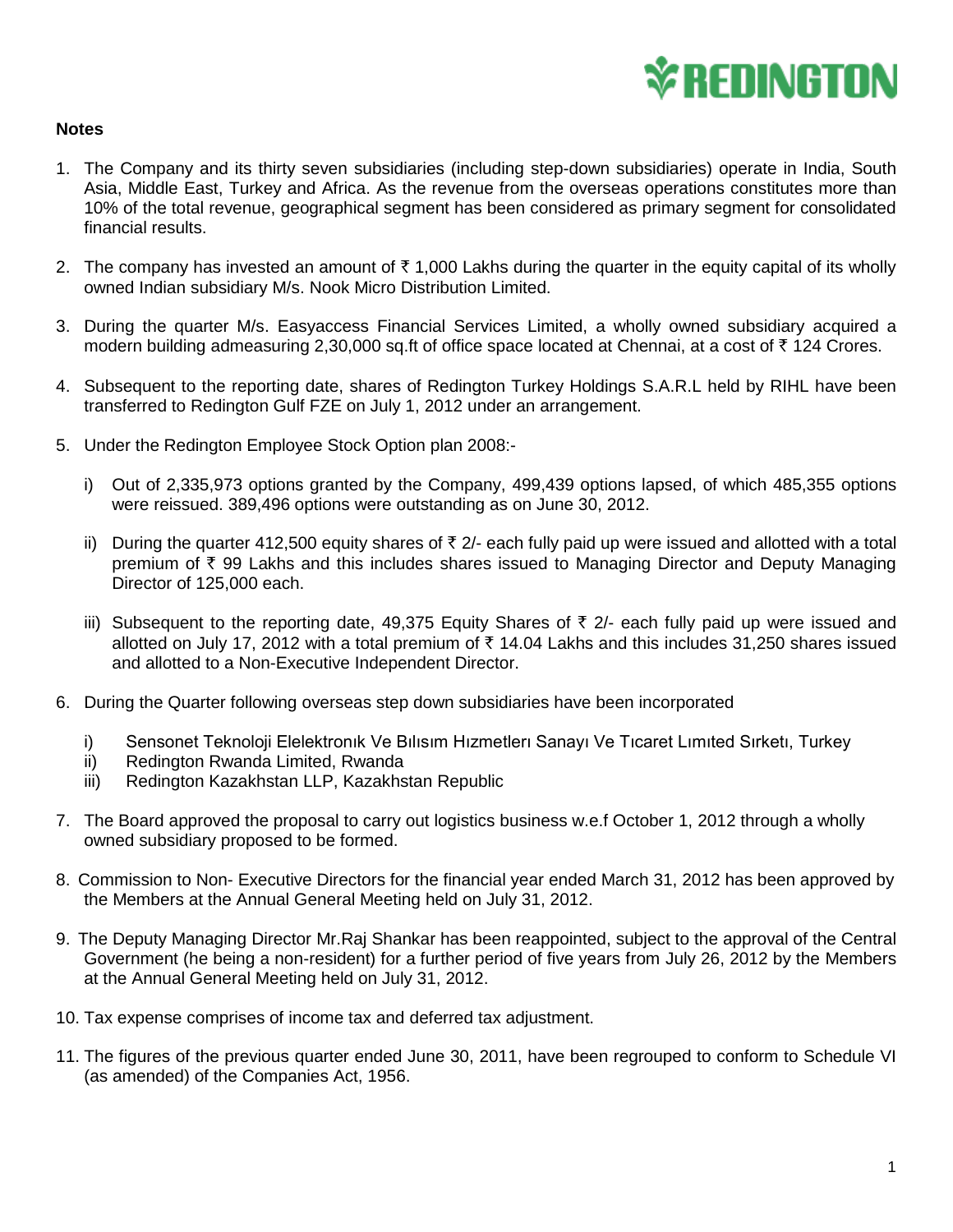**Notes**

1. The Company and its thirty seven subsidiaries (including step-down subsidiaries) operate in India, South Asia, Middle East, Turkey and Africa. As the revenue from the overseas operations constitutes more than 10% of the total revenue, geographical segment has been considered as primary segment for consolidated financial results.

2. The company has invested an amount of ₹ 1,000 Lakhs during the quarter in the equity capital of its wholly owned Indian subsidiary M/s. Nook Micro Distribution Limited.

3. During the quarter M/s. Easyaccess Financial Services Limited, a wholly owned subsidiary acquired a modern building admeasuring 2,30,000 sq.ft of office space located at Chennai, at a cost of ₹ 124 Crores.

4. Subsequent to the reporting date, shares of Redington Turkey Holdings S.A.R.L held by RIHL have been transferred to Redington Gulf FZE on July 1, 2012 under an arrangement.

5. Under the Redington Employee Stock Option plan 2008:-

   i) Out of 2,335,973 options granted by the Company, 499,439 options lapsed, of which 485,355 options were reissued. 389,496 options were outstanding as on June 30, 2012.

   ii) During the quarter 412,500 equity shares of ₹ 2/- each fully paid up were issued and allotted with a total premium of ₹ 99 Lakhs and this includes shares issued to Managing Director and Deputy Managing Director of 125,000 each.

   iii) Subsequent to the reporting date, 49,375 Equity Shares of ₹ 2/- each fully paid up were issued and allotted on July 17, 2012 with a total premium of ₹ 14.04 Lakhs and this includes 31,250 shares issued and allotted to a Non-Executive Independent Director.

6. During the Quarter following overseas step down subsidiaries have been incorporated

   i) Sensonet Teknoloji Elelektronık Ve Bılısım Hızmetlerı Sanayı Ve Tıcaret Lımıted Sırketı, Turkey
   ii) Redington Rwanda Limited, Rwanda
   iii) Redington Kazakhstan LLP, Kazakhstan Republic

7. The Board approved the proposal to carry out logistics business w.e.f October 1, 2012 through a wholly owned subsidiary proposed to be formed.

8. Commission to Non- Executive Directors for the financial year ended March 31, 2012 has been approved by the Members at the Annual General Meeting held on July 31, 2012.

9. The Deputy Managing Director Mr.Raj Shankar has been reappointed, subject to the approval of the Central Government (he being a non-resident) for a further period of five years from July 26, 2012 by the Members at the Annual General Meeting held on July 31, 2012.

10. Tax expense comprises of income tax and deferred tax adjustment.

11. The figures of the previous quarter ended June 30, 2011, have been regrouped to conform to Schedule VI (as amended) of the Companies Act, 1956.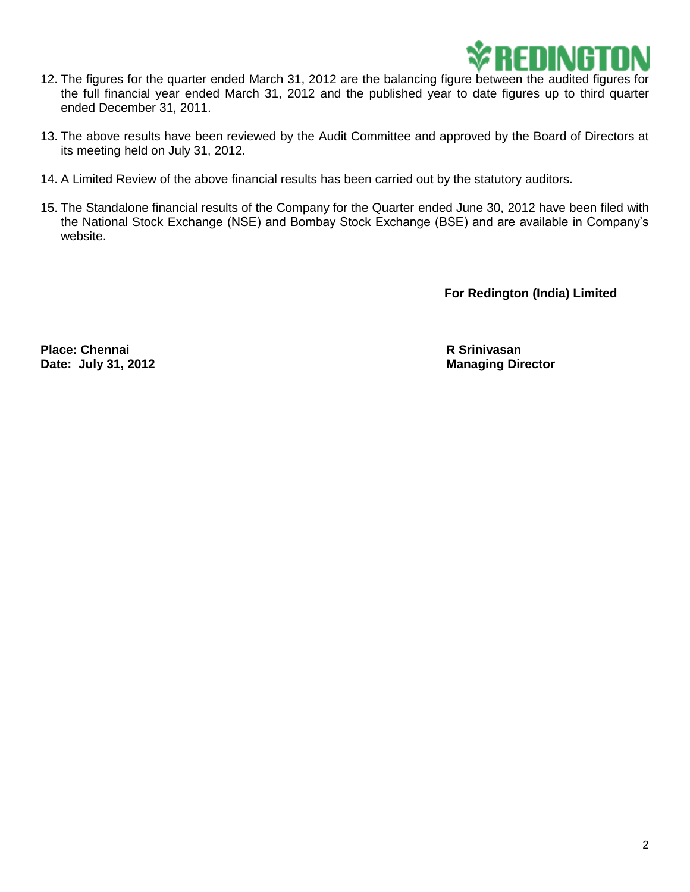12. The figures for the quarter ended March 31, 2012 are the balancing figure between the audited figures for the full financial year ended March 31, 2012 and the published year to date figures up to third quarter ended December 31, 2011.

13. The above results have been reviewed by the Audit Committee and approved by the Board of Directors at its meeting held on July 31, 2012.

14. A Limited Review of the above financial results has been carried out by the statutory auditors.

15. The Standalone financial results of the Company for the Quarter ended June 30, 2012 have been filed with the National Stock Exchange (NSE) and Bombay Stock Exchange (BSE) and are available in Company's website.

**For Redington (India) Limited**

**Place: Chennai**
**Date: July 31, 2012**

**R Srinivasan**
**Managing Director**